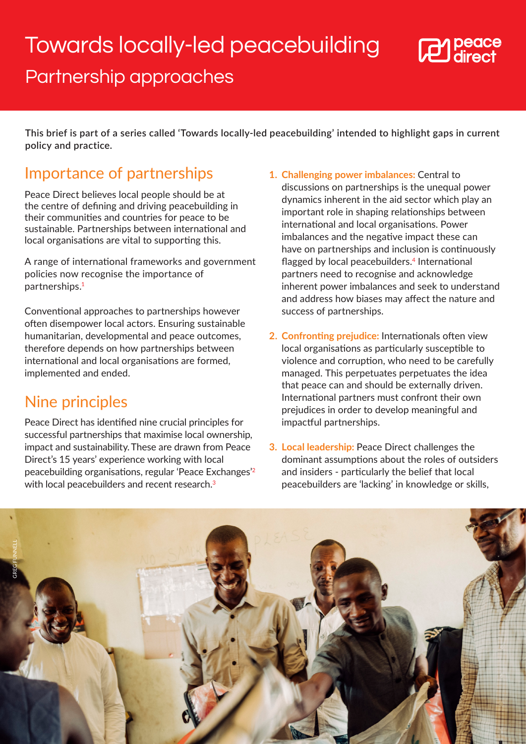# Towards locally-led peacebuilding

## Partnership approaches

This brief is part of a series called 'Towards locally-led peacebuilding' intended to highlight gaps in current policy and practice.

## Importance of partnerships

Peace Direct believes local people should be at the centre of defining and driving peacebuilding in their communities and countries for peace to be sustainable. Partnerships between international and local organisations are vital to supporting this.

A range of international frameworks and government policies now recognise the importance of partnerships.[1]

Conventional approaches to partnerships however often disempower local actors. Ensuring sustainable humanitarian, developmental and peace outcomes, therefore depends on how partnerships between international and local organisations are formed, implemented and ended.

## Nine principles

Peace Direct has identified nine crucial principles for successful partnerships that maximise local ownership, impact and sustainability. These are drawn from Peace Direct's 15 years' experience working with local peacebuilding organisations, regular 'Peace Exchanges'[2] with local peacebuilders and recent research.[3]

1. **Challenging power imbalances:** Central to discussions on partnerships is the unequal power dynamics inherent in the aid sector which play an important role in shaping relationships between international and local organisations. Power imbalances and the negative impact these can have on partnerships and inclusion is continuously flagged by local peacebuilders.[4] International partners need to recognise and acknowledge inherent power imbalances and seek to understand and address how biases may affect the nature and success of partnerships.

2. **Confronting prejudice:** Internationals often view local organisations as particularly susceptible to violence and corruption, who need to be carefully managed. This perpetuates perpetuates the idea that peace can and should be externally driven. International partners must confront their own prejudices in order to develop meaningful and impactful partnerships.

3. **Local leadership:** Peace Direct challenges the dominant assumptions about the roles of outsiders and insiders - particularly the belief that local peacebuilders are 'lacking' in knowledge or skills,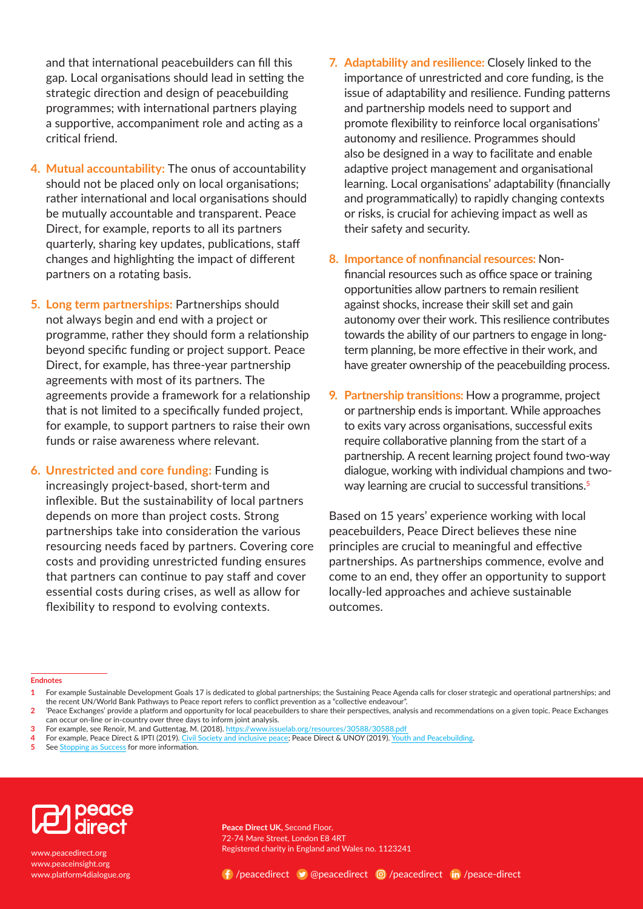and that international peacebuilders can fill this gap. Local organisations should lead in setting the strategic direction and design of peacebuilding programmes; with international partners playing a supportive, accompaniment role and acting as a critical friend.

4. **Mutual accountability:** The onus of accountability should not be placed only on local organisations; rather international and local organisations should be mutually accountable and transparent. Peace Direct, for example, reports to all its partners quarterly, sharing key updates, publications, staff changes and highlighting the impact of different partners on a rotating basis.

5. **Long term partnerships:** Partnerships should not always begin and end with a project or programme, rather they should form a relationship beyond specific funding or project support. Peace Direct, for example, has three-year partnership agreements with most of its partners. The agreements provide a framework for a relationship that is not limited to a specifically funded project, for example, to support partners to raise their own funds or raise awareness where relevant.

6. **Unrestricted and core funding:** Funding is increasingly project-based, short-term and inflexible. But the sustainability of local partners depends on more than project costs. Strong partnerships take into consideration the various resourcing needs faced by partners. Covering core costs and providing unrestricted funding ensures that partners can continue to pay staff and cover essential costs during crises, as well as allow for flexibility to respond to evolving contexts.

7. **Adaptability and resilience:** Closely linked to the importance of unrestricted and core funding, is the issue of adaptability and resilience. Funding patterns and partnership models need to support and promote flexibility to reinforce local organisations' autonomy and resilience. Programmes should also be designed in a way to facilitate and enable adaptive project management and organisational learning. Local organisations' adaptability (financially and programmatically) to rapidly changing contexts or risks, is crucial for achieving impact as well as their safety and security.

8. **Importance of nonfinancial resources:** Non-financial resources such as office space or training opportunities allow partners to remain resilient against shocks, increase their skill set and gain autonomy over their work. This resilience contributes towards the ability of our partners to engage in long-term planning, be more effective in their work, and have greater ownership of the peacebuilding process.

9. **Partnership transitions:** How a programme, project or partnership ends is important. While approaches to exits vary across organisations, successful exits require collaborative planning from the start of a partnership. A recent learning project found two-way dialogue, working with individual champions and two-way learning are crucial to successful transitions.[5]

Based on 15 years' experience working with local peacebuilders, Peace Direct believes these nine principles are crucial to meaningful and effective partnerships. As partnerships commence, evolve and come to an end, they offer an opportunity to support locally-led approaches and achieve sustainable outcomes.

**Endnotes**

1 For example Sustainable Development Goals 17 is dedicated to global partnerships; the Sustaining Peace Agenda calls for closer strategic and operational partnerships; and the recent UN/World Bank Pathways to Peace report refers to conflict prevention as a "collective endeavour".

2 'Peace Exchanges' provide a platform and opportunity for local peacebuilders to share their perspectives, analysis and recommendations on a given topic. Peace Exchanges can occur on-line or in-country over three days to inform joint analysis.

3 For example, see Renoir, M. and Guttentag, M. (2018). https://www.issuelab.org/resources/30588/30588.pdf

4 For example, Peace Direct & IPTI (2019). Civil Society and inclusive peace; Peace Direct & UNOY (2019). Youth and Peacebuilding.

5 See Stopping as Success for more information.

peace direct

www.peacedirect.org
www.peaceinsight.org
www.platform4dialogue.org

**Peace Direct UK,** Second Floor, 72-74 Mare Street, London E8 4RT
Registered charity in England and Wales no. 1123241

/peacedirect @peacedirect /peacedirect /peace-direct